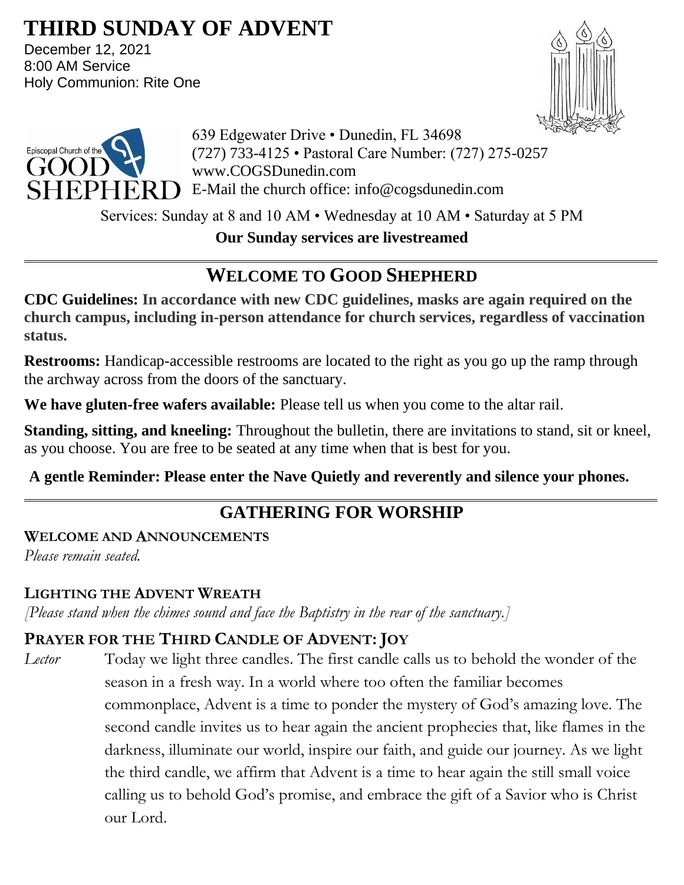# THIRD SUNDAY OF ADVENT

December 12, 2021
8:00 AM Service
Holy Communion: Rite One

Episcopal Church of the GOOD SHEPHERD

639 Edgewater Drive • Dunedin, FL 34698
(727) 733-4125 • Pastoral Care Number: (727) 275-0257
www.COGSDunedin.com
E-Mail the church office: info@cogsdunedin.com

Services: Sunday at 8 and 10 AM • Wednesday at 10 AM • Saturday at 5 PM

**Our Sunday services are livestreamed**

## WELCOME TO GOOD SHEPHERD

**CDC Guidelines: In accordance with new CDC guidelines, masks are again required on the church campus, including in-person attendance for church services, regardless of vaccination status.**

**Restrooms:** Handicap-accessible restrooms are located to the right as you go up the ramp through the archway across from the doors of the sanctuary.

**We have gluten-free wafers available:** Please tell us when you come to the altar rail.

**Standing, sitting, and kneeling:** Throughout the bulletin, there are invitations to stand, sit or kneel, as you choose. You are free to be seated at any time when that is best for you.

**A gentle Reminder: Please enter the Nave Quietly and reverently and silence your phones.**

## GATHERING FOR WORSHIP

### WELCOME AND ANNOUNCEMENTS

*Please remain seated.*

### LIGHTING THE ADVENT WREATH

*[Please stand when the chimes sound and face the Baptistry in the rear of the sanctuary.]*

### PRAYER FOR THE THIRD CANDLE OF ADVENT: JOY

*Lector* Today we light three candles. The first candle calls us to behold the wonder of the season in a fresh way. In a world where too often the familiar becomes commonplace, Advent is a time to ponder the mystery of God's amazing love. The second candle invites us to hear again the ancient prophecies that, like flames in the darkness, illuminate our world, inspire our faith, and guide our journey. As we light the third candle, we affirm that Advent is a time to hear again the still small voice calling us to behold God's promise, and embrace the gift of a Savior who is Christ our Lord.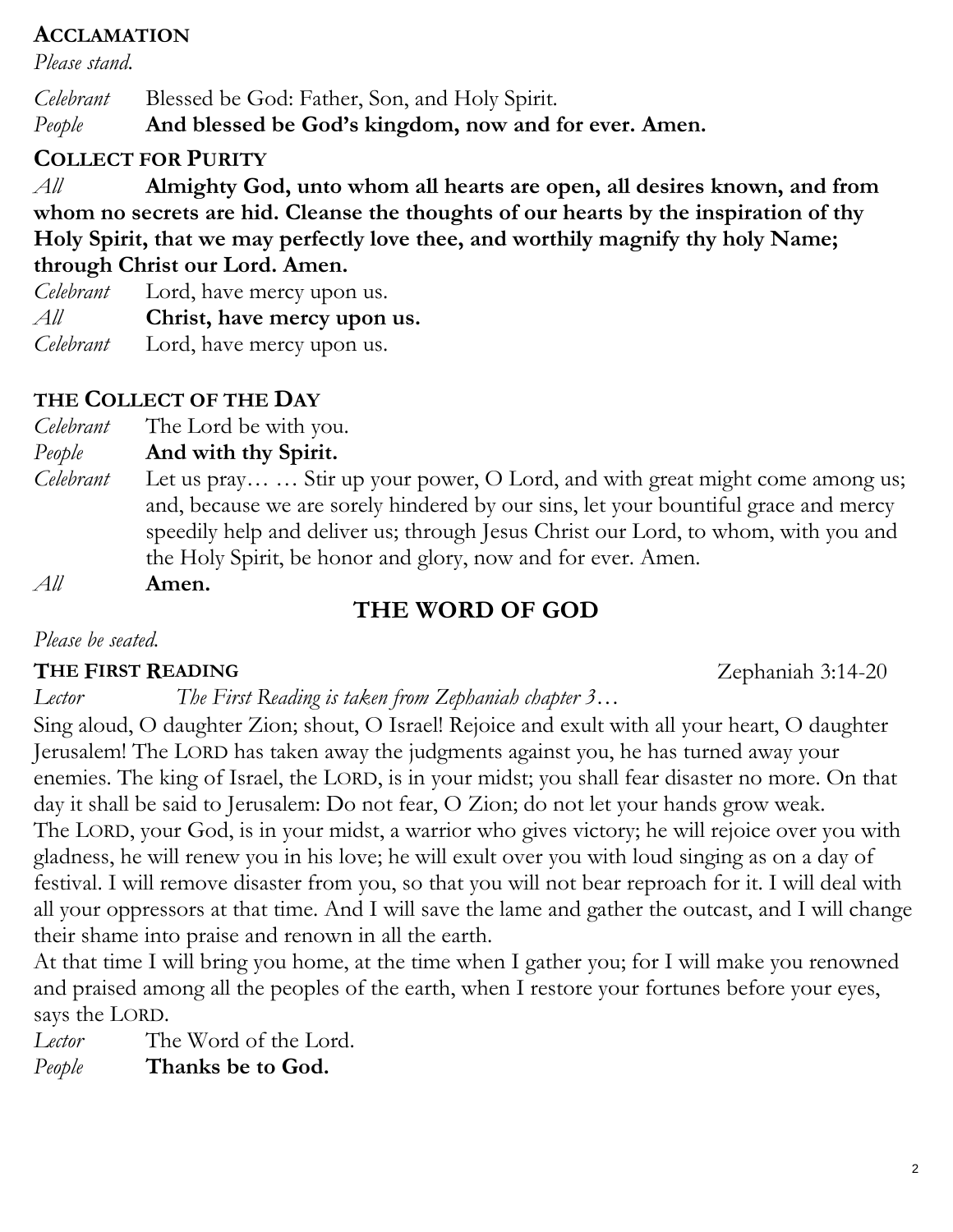## ACCLAMATION

*Please stand.*

*Celebrant* Blessed be God: Father, Son, and Holy Spirit.
*People* **And blessed be God's kingdom, now and for ever. Amen.**

## COLLECT FOR PURITY

*All* **Almighty God, unto whom all hearts are open, all desires known, and from whom no secrets are hid. Cleanse the thoughts of our hearts by the inspiration of thy Holy Spirit, that we may perfectly love thee, and worthily magnify thy holy Name; through Christ our Lord. Amen.**

*Celebrant* Lord, have mercy upon us.
*All* **Christ, have mercy upon us.**
*Celebrant* Lord, have mercy upon us.

## THE COLLECT OF THE DAY

*Celebrant* The Lord be with you.
*People* **And with thy Spirit.**
*Celebrant* Let us pray… … Stir up your power, O Lord, and with great might come among us; and, because we are sorely hindered by our sins, let your bountiful grace and mercy speedily help and deliver us; through Jesus Christ our Lord, to whom, with you and the Holy Spirit, be honor and glory, now and for ever. Amen.
*All* **Amen.**

# THE WORD OF GOD

*Please be seated.*

## THE FIRST READING Zephaniah 3:14-20

*Lector* *The First Reading is taken from Zephaniah chapter 3…*

Sing aloud, O daughter Zion; shout, O Israel! Rejoice and exult with all your heart, O daughter Jerusalem! The LORD has taken away the judgments against you, he has turned away your enemies. The king of Israel, the LORD, is in your midst; you shall fear disaster no more. On that day it shall be said to Jerusalem: Do not fear, O Zion; do not let your hands grow weak.
The LORD, your God, is in your midst, a warrior who gives victory; he will rejoice over you with gladness, he will renew you in his love; he will exult over you with loud singing as on a day of festival. I will remove disaster from you, so that you will not bear reproach for it. I will deal with all your oppressors at that time. And I will save the lame and gather the outcast, and I will change their shame into praise and renown in all the earth.
At that time I will bring you home, at the time when I gather you; for I will make you renowned and praised among all the peoples of the earth, when I restore your fortunes before your eyes, says the LORD.

*Lector* The Word of the Lord.
*People* **Thanks be to God.**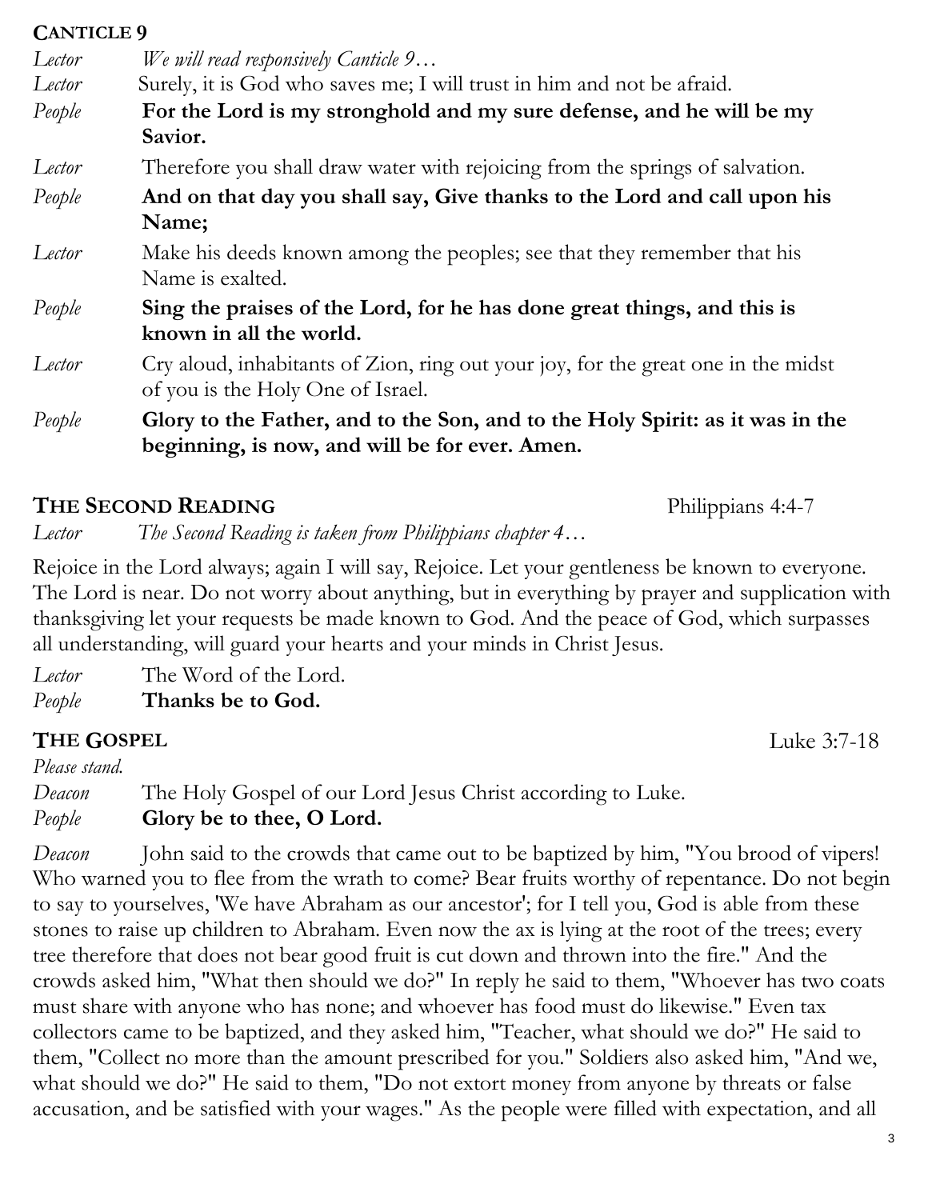## CANTICLE 9

*Lector* *We will read responsively Canticle 9…*

*Lector* Surely, it is God who saves me; I will trust in him and not be afraid.

*People* **For the Lord is my stronghold and my sure defense, and he will be my Savior.**

*Lector* Therefore you shall draw water with rejoicing from the springs of salvation.

*People* **And on that day you shall say, Give thanks to the Lord and call upon his Name;**

*Lector* Make his deeds known among the peoples; see that they remember that his Name is exalted.

*People* **Sing the praises of the Lord, for he has done great things, and this is known in all the world.**

*Lector* Cry aloud, inhabitants of Zion, ring out your joy, for the great one in the midst of you is the Holy One of Israel.

*People* **Glory to the Father, and to the Son, and to the Holy Spirit: as it was in the beginning, is now, and will be for ever. Amen.**

## THE SECOND READING — Philippians 4:4-7

*Lector* *The Second Reading is taken from Philippians chapter 4…*

Rejoice in the Lord always; again I will say, Rejoice. Let your gentleness be known to everyone. The Lord is near. Do not worry about anything, but in everything by prayer and supplication with thanksgiving let your requests be made known to God. And the peace of God, which surpasses all understanding, will guard your hearts and your minds in Christ Jesus.

*Lector* The Word of the Lord.

*People* **Thanks be to God.**

## THE GOSPEL — Luke 3:7-18

*Please stand.*

*Deacon* The Holy Gospel of our Lord Jesus Christ according to Luke.

*People* **Glory be to thee, O Lord.**

*Deacon* John said to the crowds that came out to be baptized by him, "You brood of vipers! Who warned you to flee from the wrath to come? Bear fruits worthy of repentance. Do not begin to say to yourselves, 'We have Abraham as our ancestor'; for I tell you, God is able from these stones to raise up children to Abraham. Even now the ax is lying at the root of the trees; every tree therefore that does not bear good fruit is cut down and thrown into the fire." And the crowds asked him, "What then should we do?" In reply he said to them, "Whoever has two coats must share with anyone who has none; and whoever has food must do likewise." Even tax collectors came to be baptized, and they asked him, "Teacher, what should we do?" He said to them, "Collect no more than the amount prescribed for you." Soldiers also asked him, "And we, what should we do?" He said to them, "Do not extort money from anyone by threats or false accusation, and be satisfied with your wages." As the people were filled with expectation, and all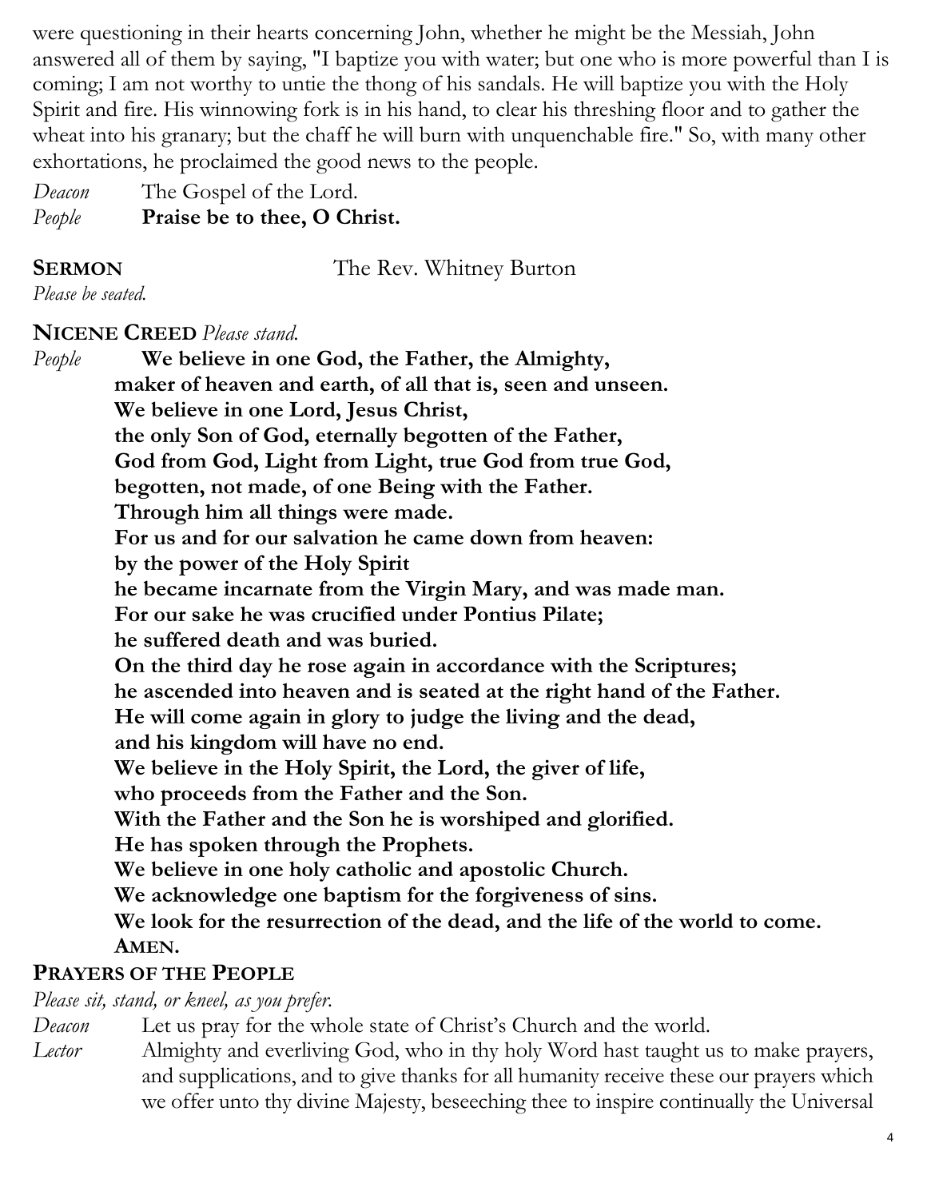were questioning in their hearts concerning John, whether he might be the Messiah, John answered all of them by saying, "I baptize you with water; but one who is more powerful than I is coming; I am not worthy to untie the thong of his sandals. He will baptize you with the Holy Spirit and fire. His winnowing fork is in his hand, to clear his threshing floor and to gather the wheat into his granary; but the chaff he will burn with unquenchable fire." So, with many other exhortations, he proclaimed the good news to the people.

*Deacon* The Gospel of the Lord.
*People* **Praise be to thee, O Christ.**

**SERMON** The Rev. Whitney Burton
*Please be seated.*

**NICENE CREED** *Please stand.*

*People* **We believe in one God, the Father, the Almighty,
maker of heaven and earth, of all that is, seen and unseen.
We believe in one Lord, Jesus Christ,
the only Son of God, eternally begotten of the Father,
God from God, Light from Light, true God from true God,
begotten, not made, of one Being with the Father.
Through him all things were made.
For us and for our salvation he came down from heaven:
by the power of the Holy Spirit
he became incarnate from the Virgin Mary, and was made man.
For our sake he was crucified under Pontius Pilate;
he suffered death and was buried.
On the third day he rose again in accordance with the Scriptures;
he ascended into heaven and is seated at the right hand of the Father.
He will come again in glory to judge the living and the dead,
and his kingdom will have no end.
We believe in the Holy Spirit, the Lord, the giver of life,
who proceeds from the Father and the Son.
With the Father and the Son he is worshiped and glorified.
He has spoken through the Prophets.
We believe in one holy catholic and apostolic Church.
We acknowledge one baptism for the forgiveness of sins.
We look for the resurrection of the dead, and the life of the world to come.
AMEN.**

**PRAYERS OF THE PEOPLE**

*Please sit, stand, or kneel, as you prefer.*

*Deacon* Let us pray for the whole state of Christ's Church and the world.
*Lector* Almighty and everliving God, who in thy holy Word hast taught us to make prayers, and supplications, and to give thanks for all humanity receive these our prayers which we offer unto thy divine Majesty, beseeching thee to inspire continually the Universal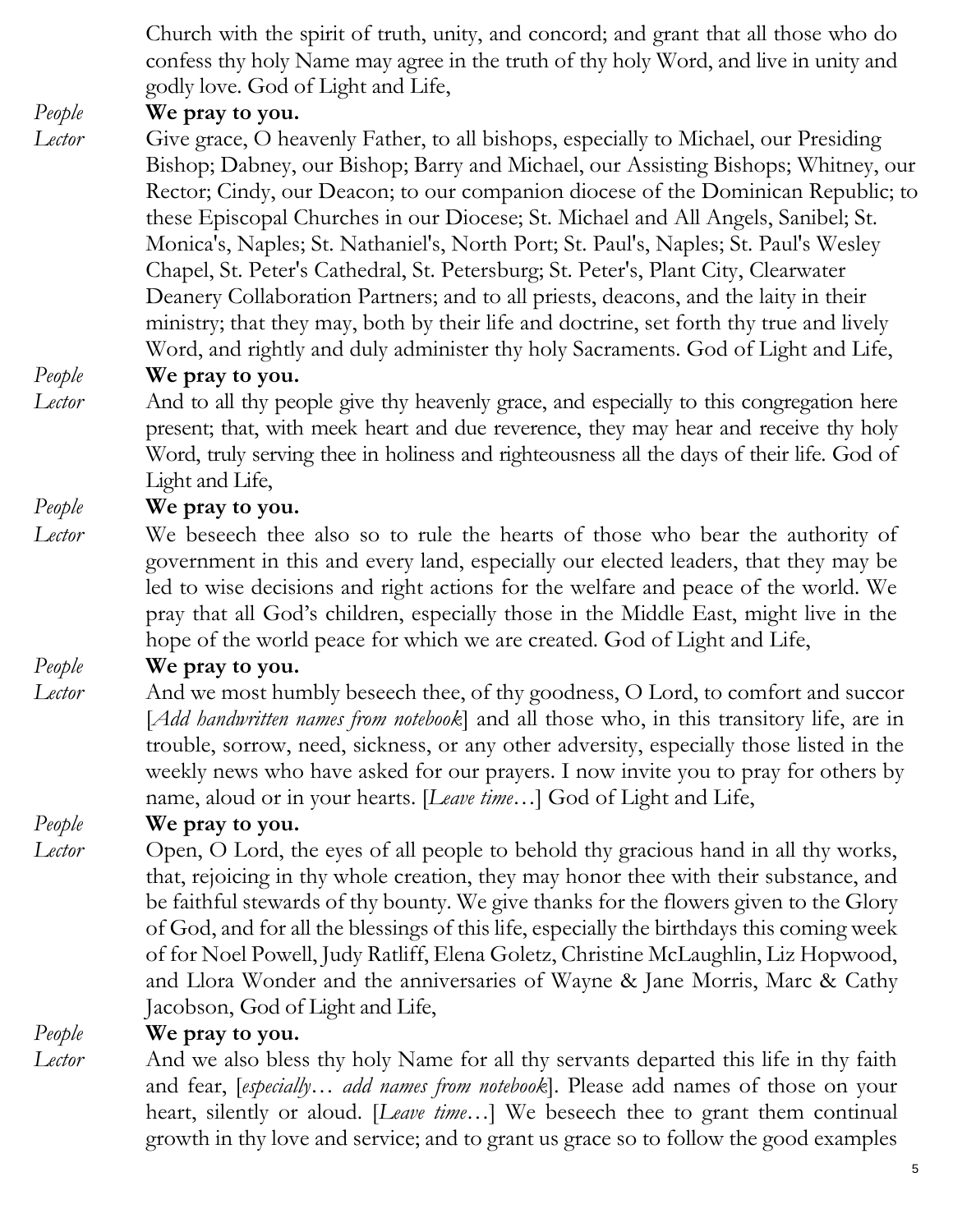Church with the spirit of truth, unity, and concord; and grant that all those who do confess thy holy Name may agree in the truth of thy holy Word, and live in unity and godly love. God of Light and Life,

*People* **We pray to you.**

*Lector* Give grace, O heavenly Father, to all bishops, especially to Michael, our Presiding Bishop; Dabney, our Bishop; Barry and Michael, our Assisting Bishops; Whitney, our Rector; Cindy, our Deacon; to our companion diocese of the Dominican Republic; to these Episcopal Churches in our Diocese; St. Michael and All Angels, Sanibel; St. Monica's, Naples; St. Nathaniel's, North Port; St. Paul's, Naples; St. Paul's Wesley Chapel, St. Peter's Cathedral, St. Petersburg; St. Peter's, Plant City, Clearwater Deanery Collaboration Partners; and to all priests, deacons, and the laity in their ministry; that they may, both by their life and doctrine, set forth thy true and lively Word, and rightly and duly administer thy holy Sacraments. God of Light and Life,

*People* **We pray to you.**

*Lector* And to all thy people give thy heavenly grace, and especially to this congregation here present; that, with meek heart and due reverence, they may hear and receive thy holy Word, truly serving thee in holiness and righteousness all the days of their life. God of Light and Life,

*People* **We pray to you.**

*Lector* We beseech thee also so to rule the hearts of those who bear the authority of government in this and every land, especially our elected leaders, that they may be led to wise decisions and right actions for the welfare and peace of the world. We pray that all God's children, especially those in the Middle East, might live in the hope of the world peace for which we are created. God of Light and Life,

*People* **We pray to you.**

*Lector* And we most humbly beseech thee, of thy goodness, O Lord, to comfort and succor [*Add handwritten names from notebook*] and all those who, in this transitory life, are in trouble, sorrow, need, sickness, or any other adversity, especially those listed in the weekly news who have asked for our prayers. I now invite you to pray for others by name, aloud or in your hearts. [*Leave time…*] God of Light and Life,

*People* **We pray to you.**

*Lector* Open, O Lord, the eyes of all people to behold thy gracious hand in all thy works, that, rejoicing in thy whole creation, they may honor thee with their substance, and be faithful stewards of thy bounty. We give thanks for the flowers given to the Glory of God, and for all the blessings of this life, especially the birthdays this coming week of for Noel Powell, Judy Ratliff, Elena Goletz, Christine McLaughlin, Liz Hopwood, and Llora Wonder and the anniversaries of Wayne & Jane Morris, Marc & Cathy Jacobson, God of Light and Life,

*People* **We pray to you.**

*Lector* And we also bless thy holy Name for all thy servants departed this life in thy faith and fear, [*especially… add names from notebook*]. Please add names of those on your heart, silently or aloud. [*Leave time…*] We beseech thee to grant them continual growth in thy love and service; and to grant us grace so to follow the good examples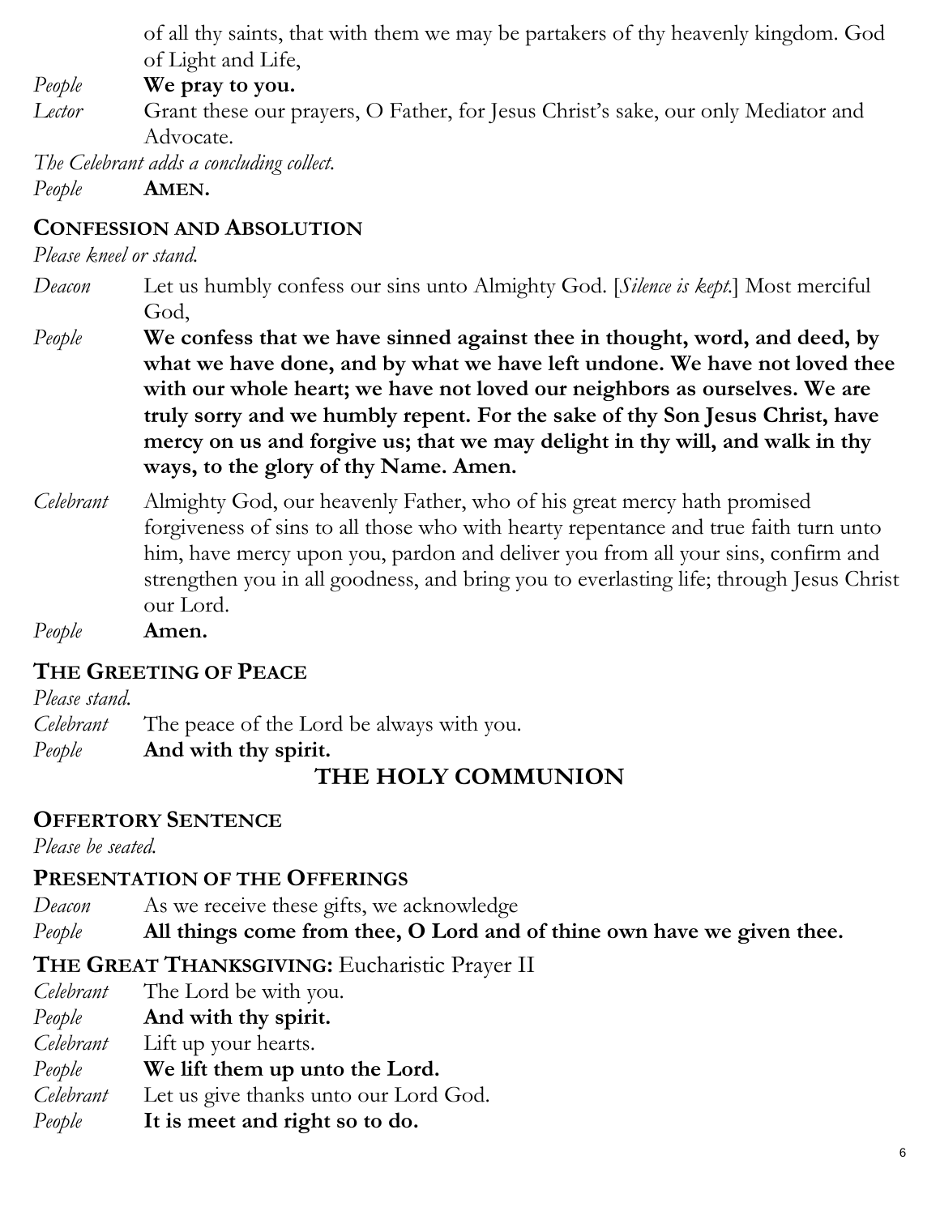of all thy saints, that with them we may be partakers of thy heavenly kingdom. God of Light and Life,

*People* **We pray to you.**

*Lector* Grant these our prayers, O Father, for Jesus Christ's sake, our only Mediator and Advocate.

*The Celebrant adds a concluding collect.*

*People* **AMEN.**

## CONFESSION AND ABSOLUTION

*Please kneel or stand.*

*Deacon* Let us humbly confess our sins unto Almighty God. [*Silence is kept.*] Most merciful God,

*People* **We confess that we have sinned against thee in thought, word, and deed, by what we have done, and by what we have left undone. We have not loved thee with our whole heart; we have not loved our neighbors as ourselves. We are truly sorry and we humbly repent. For the sake of thy Son Jesus Christ, have mercy on us and forgive us; that we may delight in thy will, and walk in thy ways, to the glory of thy Name. Amen.**

*Celebrant* Almighty God, our heavenly Father, who of his great mercy hath promised forgiveness of sins to all those who with hearty repentance and true faith turn unto him, have mercy upon you, pardon and deliver you from all your sins, confirm and strengthen you in all goodness, and bring you to everlasting life; through Jesus Christ our Lord.

*People* **Amen.**

## THE GREETING OF PEACE

*Please stand.*

*Celebrant* The peace of the Lord be always with you.

*People* **And with thy spirit.**

# THE HOLY COMMUNION

## OFFERTORY SENTENCE

*Please be seated.*

## PRESENTATION OF THE OFFERINGS

*Deacon* As we receive these gifts, we acknowledge

*People* **All things come from thee, O Lord and of thine own have we given thee.**

## THE GREAT THANKSGIVING: Eucharistic Prayer II

*Celebrant* The Lord be with you.

*People* **And with thy spirit.**

*Celebrant* Lift up your hearts.

*People* **We lift them up unto the Lord.**

*Celebrant* Let us give thanks unto our Lord God.

*People* **It is meet and right so to do.**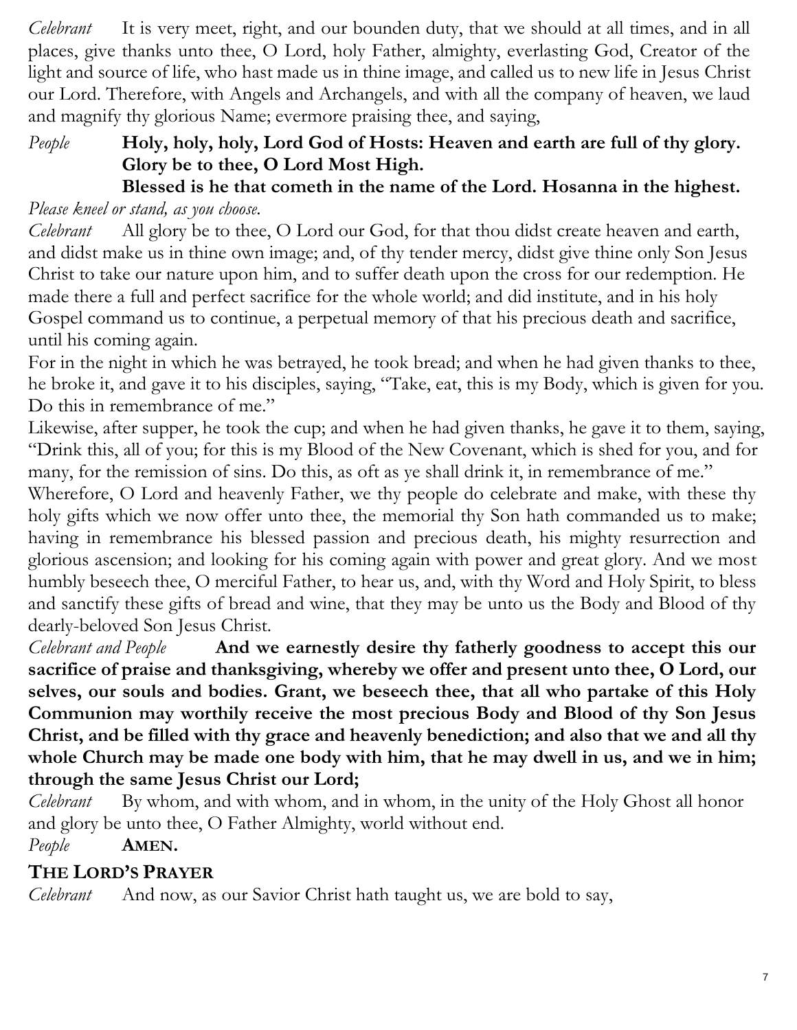*Celebrant* It is very meet, right, and our bounden duty, that we should at all times, and in all places, give thanks unto thee, O Lord, holy Father, almighty, everlasting God, Creator of the light and source of life, who hast made us in thine image, and called us to new life in Jesus Christ our Lord. Therefore, with Angels and Archangels, and with all the company of heaven, we laud and magnify thy glorious Name; evermore praising thee, and saying,

*People* **Holy, holy, holy, Lord God of Hosts: Heaven and earth are full of thy glory. Glory be to thee, O Lord Most High.**
**Blessed is he that cometh in the name of the Lord. Hosanna in the highest.**

*Please kneel or stand, as you choose.*

*Celebrant* All glory be to thee, O Lord our God, for that thou didst create heaven and earth, and didst make us in thine own image; and, of thy tender mercy, didst give thine only Son Jesus Christ to take our nature upon him, and to suffer death upon the cross for our redemption. He made there a full and perfect sacrifice for the whole world; and did institute, and in his holy Gospel command us to continue, a perpetual memory of that his precious death and sacrifice, until his coming again.

For in the night in which he was betrayed, he took bread; and when he had given thanks to thee, he broke it, and gave it to his disciples, saying, "Take, eat, this is my Body, which is given for you. Do this in remembrance of me."

Likewise, after supper, he took the cup; and when he had given thanks, he gave it to them, saying, "Drink this, all of you; for this is my Blood of the New Covenant, which is shed for you, and for many, for the remission of sins. Do this, as oft as ye shall drink it, in remembrance of me."

Wherefore, O Lord and heavenly Father, we thy people do celebrate and make, with these thy holy gifts which we now offer unto thee, the memorial thy Son hath commanded us to make; having in remembrance his blessed passion and precious death, his mighty resurrection and glorious ascension; and looking for his coming again with power and great glory. And we most humbly beseech thee, O merciful Father, to hear us, and, with thy Word and Holy Spirit, to bless and sanctify these gifts of bread and wine, that they may be unto us the Body and Blood of thy dearly-beloved Son Jesus Christ.

*Celebrant and People* **And we earnestly desire thy fatherly goodness to accept this our sacrifice of praise and thanksgiving, whereby we offer and present unto thee, O Lord, our selves, our souls and bodies. Grant, we beseech thee, that all who partake of this Holy Communion may worthily receive the most precious Body and Blood of thy Son Jesus Christ, and be filled with thy grace and heavenly benediction; and also that we and all thy whole Church may be made one body with him, that he may dwell in us, and we in him; through the same Jesus Christ our Lord;**

*Celebrant* By whom, and with whom, and in whom, in the unity of the Holy Ghost all honor and glory be unto thee, O Father Almighty, world without end.

*People* **AMEN.**

## THE LORD'S PRAYER

*Celebrant* And now, as our Savior Christ hath taught us, we are bold to say,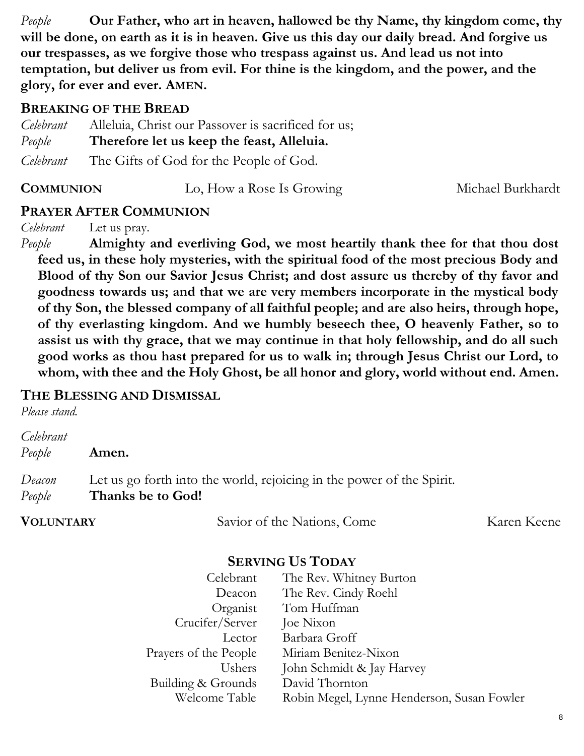*People* **Our Father, who art in heaven, hallowed be thy Name, thy kingdom come, thy will be done, on earth as it is in heaven. Give us this day our daily bread. And forgive us our trespasses, as we forgive those who trespass against us. And lead us not into temptation, but deliver us from evil. For thine is the kingdom, and the power, and the glory, for ever and ever. AMEN.**

## BREAKING OF THE BREAD

*Celebrant* Alleluia, Christ our Passover is sacrificed for us;
*People* **Therefore let us keep the feast, Alleluia.**
*Celebrant* The Gifts of God for the People of God.

**COMMUNION** Lo, How a Rose Is Growing Michael Burkhardt

## PRAYER AFTER COMMUNION

*Celebrant* Let us pray.
*People* **Almighty and everliving God, we most heartily thank thee for that thou dost feed us, in these holy mysteries, with the spiritual food of the most precious Body and Blood of thy Son our Savior Jesus Christ; and dost assure us thereby of thy favor and goodness towards us; and that we are very members incorporate in the mystical body of thy Son, the blessed company of all faithful people; and are also heirs, through hope, of thy everlasting kingdom. And we humbly beseech thee, O heavenly Father, so to assist us with thy grace, that we may continue in that holy fellowship, and do all such good works as thou hast prepared for us to walk in; through Jesus Christ our Lord, to whom, with thee and the Holy Ghost, be all honor and glory, world without end. Amen.**

## THE BLESSING AND DISMISSAL

*Please stand.*

*Celebrant*
*People* **Amen.**

*Deacon* Let us go forth into the world, rejoicing in the power of the Spirit.
*People* **Thanks be to God!**

**VOLUNTARY** Savior of the Nations, Come Karen Keene

## SERVING US TODAY

| | |
|---|---|
| Celebrant | The Rev. Whitney Burton |
| Deacon | The Rev. Cindy Roehl |
| Organist | Tom Huffman |
| Crucifer/Server | Joe Nixon |
| Lector | Barbara Groff |
| Prayers of the People | Miriam Benitez-Nixon |
| Ushers | John Schmidt & Jay Harvey |
| Building & Grounds | David Thornton |
| Welcome Table | Robin Megel, Lynne Henderson, Susan Fowler |